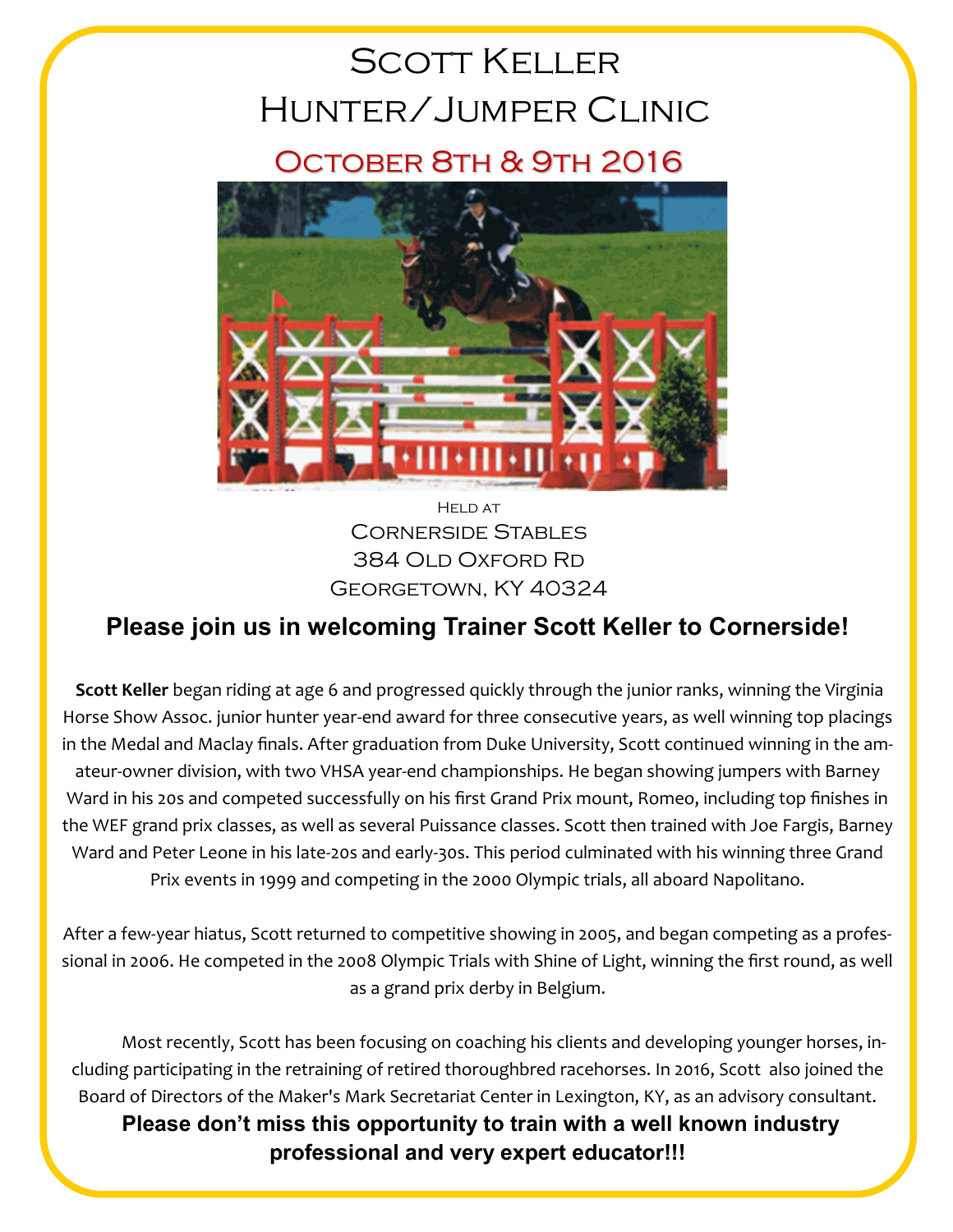# Scott Keller
# Hunter/Jumper Clinic

## October 8th & 9th 2016

Held at

Cornerside Stables
384 Old Oxford Rd
Georgetown, KY 40324

**Please join us in welcoming Trainer Scott Keller to Cornerside!**

**Scott Keller** began riding at age 6 and progressed quickly through the junior ranks, winning the Virginia Horse Show Assoc. junior hunter year-end award for three consecutive years, as well winning top placings in the Medal and Maclay finals. After graduation from Duke University, Scott continued winning in the amateur-owner division, with two VHSA year-end championships. He began showing jumpers with Barney Ward in his 20s and competed successfully on his first Grand Prix mount, Romeo, including top finishes in the WEF grand prix classes, as well as several Puissance classes. Scott then trained with Joe Fargis, Barney Ward and Peter Leone in his late-20s and early-30s. This period culminated with his winning three Grand Prix events in 1999 and competing in the 2000 Olympic trials, all aboard Napolitano.

After a few-year hiatus, Scott returned to competitive showing in 2005, and began competing as a professional in 2006. He competed in the 2008 Olympic Trials with Shine of Light, winning the first round, as well as a grand prix derby in Belgium.

Most recently, Scott has been focusing on coaching his clients and developing younger horses, including participating in the retraining of retired thoroughbred racehorses. In 2016, Scott also joined the Board of Directors of the Maker's Mark Secretariat Center in Lexington, KY, as an advisory consultant.

**Please don't miss this opportunity to train with a well known industry professional and very expert educator!!!**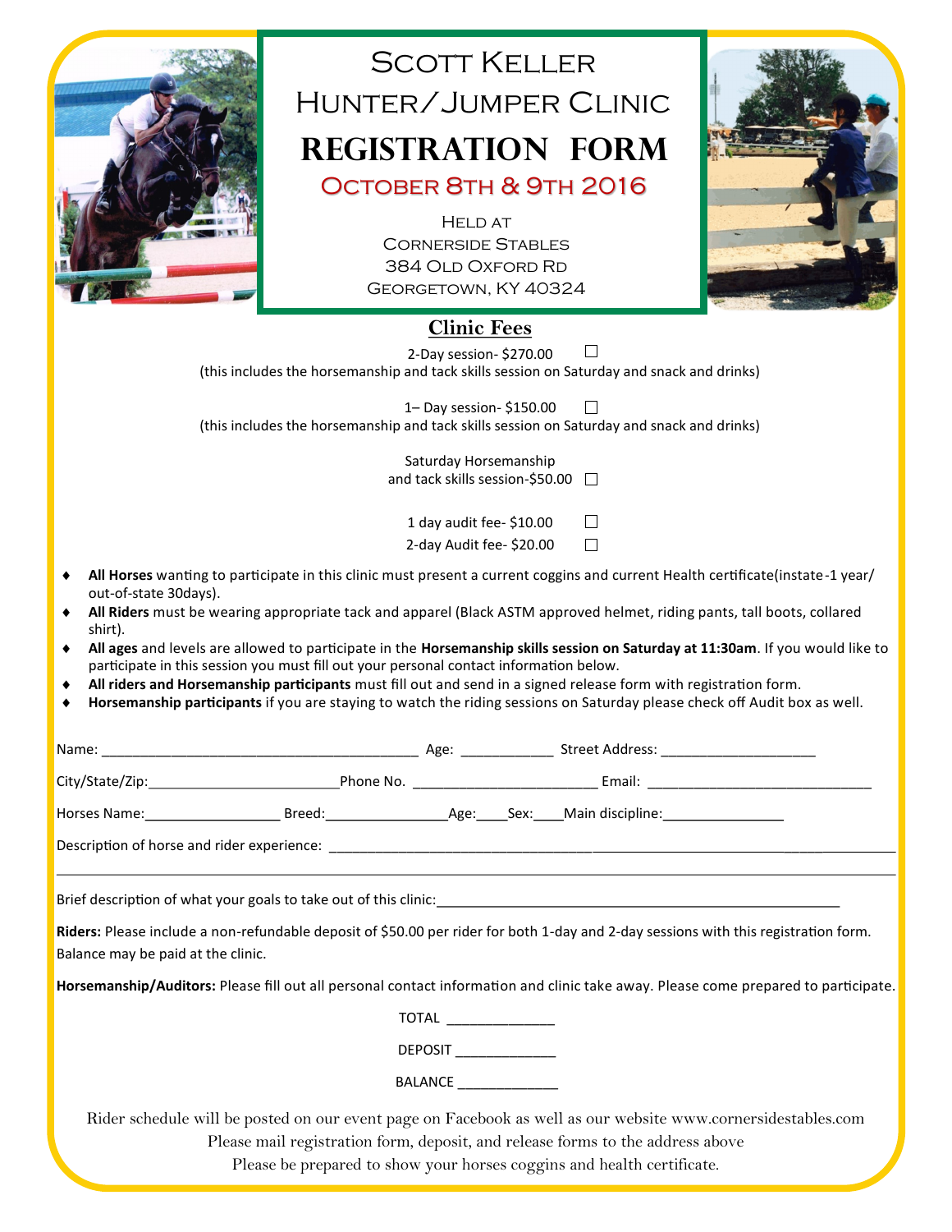# Scott Keller Hunter/Jumper Clinic

# REGISTRATION FORM

## October 8th & 9th 2016

Held at
Cornerside Stables
384 Old Oxford Rd
Georgetown, KY 40324

## Clinic Fees

2-Day session- $270.00 ☐
(this includes the horsemanship and tack skills session on Saturday and snack and drinks)

1– Day session- $150.00 ☐
(this includes the horsemanship and tack skills session on Saturday and snack and drinks)

Saturday Horsemanship
and tack skills session-$50.00 ☐

1 day audit fee- $10.00 ☐
2-day Audit fee- $20.00 ☐

- **All Horses** wanting to participate in this clinic must present a current coggins and current Health certificate(instate-1 year/ out-of-state 30days).
- **All Riders** must be wearing appropriate tack and apparel (Black ASTM approved helmet, riding pants, tall boots, collared shirt).
- **All ages** and levels are allowed to participate in the **Horsemanship skills session on Saturday at 11:30am**. If you would like to participate in this session you must fill out your personal contact information below.
- **All riders and Horsemanship participants** must fill out and send in a signed release form with registration form.
- **Horsemanship participants** if you are staying to watch the riding sessions on Saturday please check off Audit box as well.

Name: ________________________________________ Age: ___________ Street Address: ____________________

City/State/Zip:________________________Phone No. _______________________ Email: ____________________________

Horses Name:_________________ Breed:________________Age:____Sex:____Main discipline:_______________

Description of horse and rider experience: ______________________________________________________________________

___________________________________________________________________________________________________

Brief description of what your goals to take out of this clinic:___________________________________________________

**Riders:** Please include a non-refundable deposit of $50.00 per rider for both 1-day and 2-day sessions with this registration form. Balance may be paid at the clinic.

**Horsemanship/Auditors:** Please fill out all personal contact information and clinic take away. Please come prepared to participate.

TOTAL _____________

DEPOSIT _____________

BALANCE _____________

Rider schedule will be posted on our event page on Facebook as well as our website www.cornersidestables.com
Please mail registration form, deposit, and release forms to the address above
Please be prepared to show your horses coggins and health certificate.